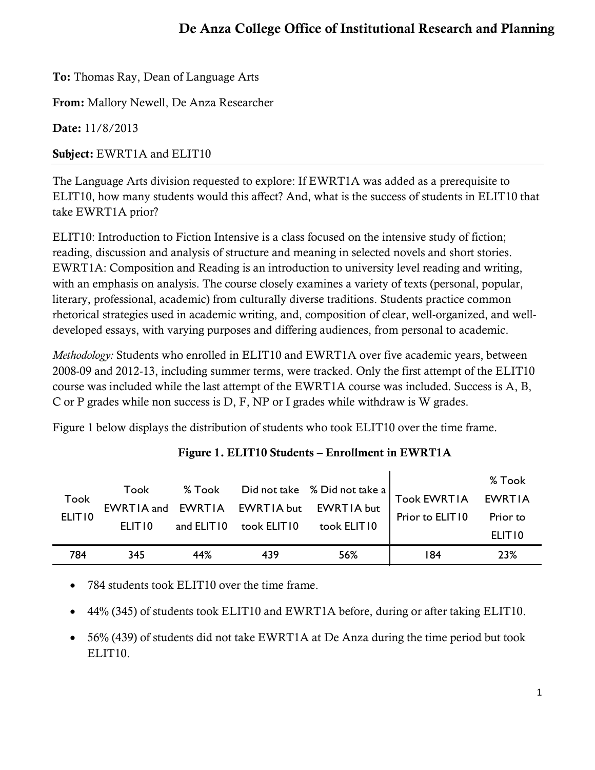# De Anza College Office of Institutional Research and Planning

**To:** Thomas Ray, Dean of Language Arts

**From:** Mallory Newell, De Anza Researcher

**Date:** 11/8/2013

**Subject:** EWRT1A and ELIT10

---

The Language Arts division requested to explore: If EWRT1A was added as a prerequisite to ELIT10, how many students would this affect? And, what is the success of students in ELIT10 that take EWRT1A prior?

ELIT10: Introduction to Fiction Intensive is a class focused on the intensive study of fiction; reading, discussion and analysis of structure and meaning in selected novels and short stories. EWRT1A: Composition and Reading is an introduction to university level reading and writing, with an emphasis on analysis. The course closely examines a variety of texts (personal, popular, literary, professional, academic) from culturally diverse traditions. Students practice common rhetorical strategies used in academic writing, and, composition of clear, well-organized, and well-developed essays, with varying purposes and differing audiences, from personal to academic.

*Methodology:* Students who enrolled in ELIT10 and EWRT1A over five academic years, between 2008-09 and 2012-13, including summer terms, were tracked. Only the first attempt of the ELIT10 course was included while the last attempt of the EWRT1A course was included. Success is A, B, C or P grades while non success is D, F, NP or I grades while withdraw is W grades.

Figure 1 below displays the distribution of students who took ELIT10 over the time frame.

**Figure 1. ELIT10 Students – Enrollment in EWRT1A**

| Took ELIT10 | Took EWRT1A and ELIT10 | % Took EWRT1A and ELIT10 | Did not take EWRT1A but took ELIT10 | % Did not take a EWRT1A but took ELIT10 | Took EWRT1A Prior to ELIT10 | % Took EWRT1A Prior to ELIT10 |
|---|---|---|---|---|---|---|
| 784 | 345 | 44% | 439 | 56% | 184 | 23% |

- 784 students took ELIT10 over the time frame.
- 44% (345) of students took ELIT10 and EWRT1A before, during or after taking ELIT10.
- 56% (439) of students did not take EWRT1A at De Anza during the time period but took ELIT10.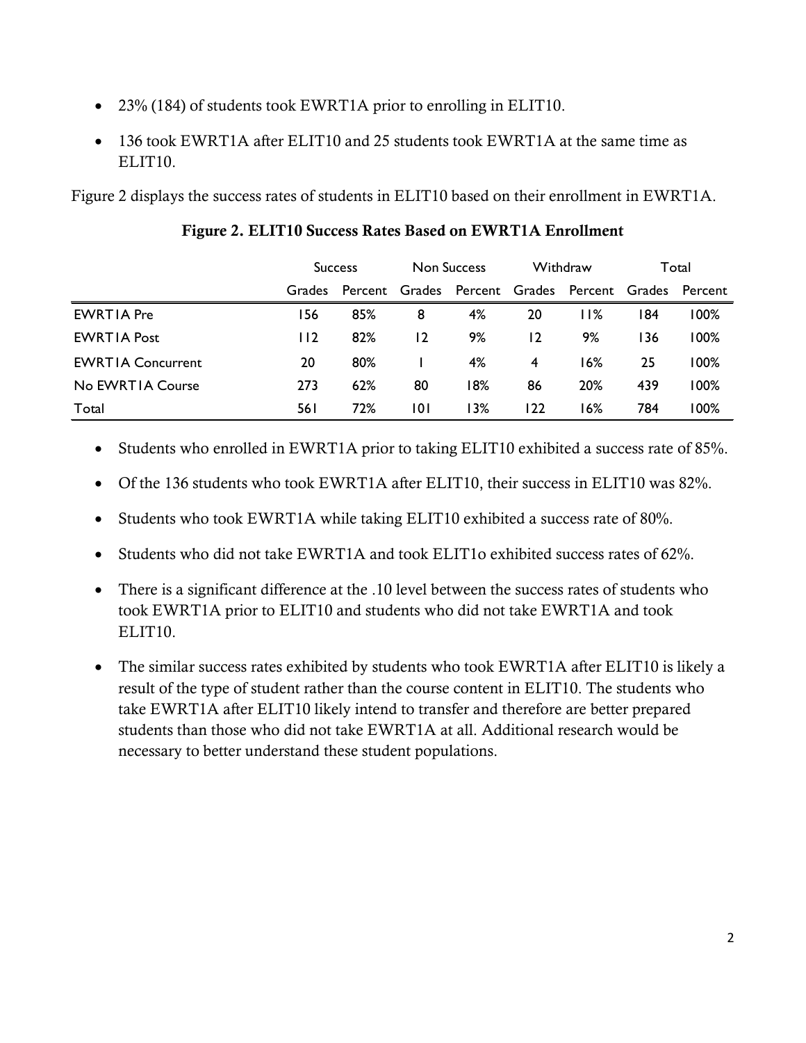- 23% (184) of students took EWRT1A prior to enrolling in ELIT10.
- 136 took EWRT1A after ELIT10 and 25 students took EWRT1A at the same time as ELIT10.

Figure 2 displays the success rates of students in ELIT10 based on their enrollment in EWRT1A.

**Figure 2. ELIT10 Success Rates Based on EWRT1A Enrollment**

| | Success | | Non Success | | Withdraw | | Total | |
|---|---|---|---|---|---|---|---|---|
| | Grades | Percent | Grades | Percent | Grades | Percent | Grades | Percent |
| EWRT1A Pre | 156 | 85% | 8 | 4% | 20 | 11% | 184 | 100% |
| EWRT1A Post | 112 | 82% | 12 | 9% | 12 | 9% | 136 | 100% |
| EWRT1A Concurrent | 20 | 80% | 1 | 4% | 4 | 16% | 25 | 100% |
| No EWRT1A Course | 273 | 62% | 80 | 18% | 86 | 20% | 439 | 100% |
| Total | 561 | 72% | 101 | 13% | 122 | 16% | 784 | 100% |

- Students who enrolled in EWRT1A prior to taking ELIT10 exhibited a success rate of 85%.
- Of the 136 students who took EWRT1A after ELIT10, their success in ELIT10 was 82%.
- Students who took EWRT1A while taking ELIT10 exhibited a success rate of 80%.
- Students who did not take EWRT1A and took ELIT1o exhibited success rates of 62%.
- There is a significant difference at the .10 level between the success rates of students who took EWRT1A prior to ELIT10 and students who did not take EWRT1A and took ELIT10.
- The similar success rates exhibited by students who took EWRT1A after ELIT10 is likely a result of the type of student rather than the course content in ELIT10. The students who take EWRT1A after ELIT10 likely intend to transfer and therefore are better prepared students than those who did not take EWRT1A at all. Additional research would be necessary to better understand these student populations.